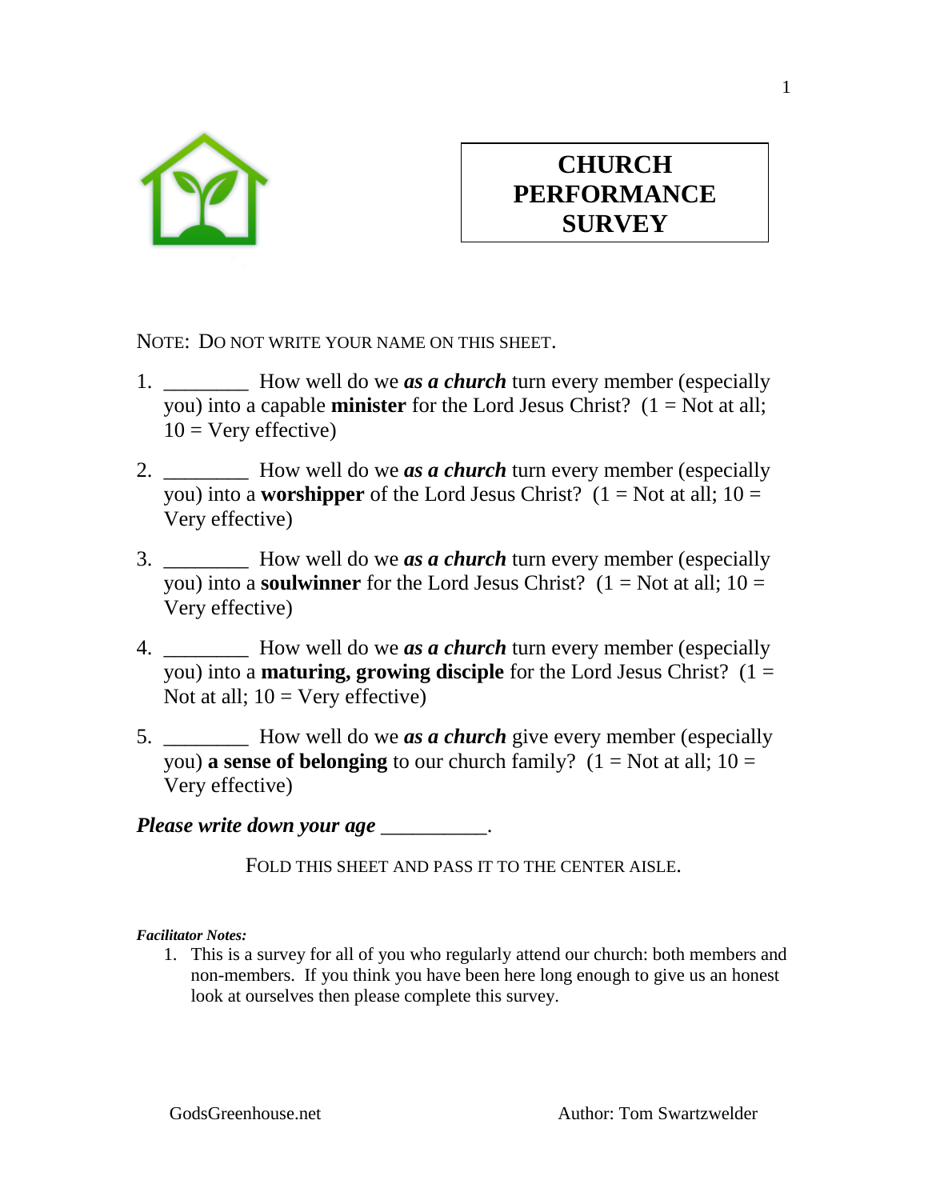# CHURCH PERFORMANCE SURVEY

NOTE: DO NOT WRITE YOUR NAME ON THIS SHEET.

1. ________ How well do we ***as a church*** turn every member (especially you) into a capable **minister** for the Lord Jesus Christ? (1 = Not at all; 10 = Very effective)

2. ________ How well do we ***as a church*** turn every member (especially you) into a **worshipper** of the Lord Jesus Christ? (1 = Not at all; 10 = Very effective)

3. ________ How well do we ***as a church*** turn every member (especially you) into a **soulwinner** for the Lord Jesus Christ? (1 = Not at all; 10 = Very effective)

4. ________ How well do we ***as a church*** turn every member (especially you) into a **maturing, growing disciple** for the Lord Jesus Christ? (1 = Not at all; 10 = Very effective)

5. ________ How well do we ***as a church*** give every member (especially you) **a sense of belonging** to our church family? (1 = Not at all; 10 = Very effective)

***Please write down your age*** __________.

FOLD THIS SHEET AND PASS IT TO THE CENTER AISLE.

***Facilitator Notes:***

1. This is a survey for all of you who regularly attend our church: both members and non-members. If you think you have been here long enough to give us an honest look at ourselves then please complete this survey.

GodsGreenhouse.net Author: Tom Swartzwelder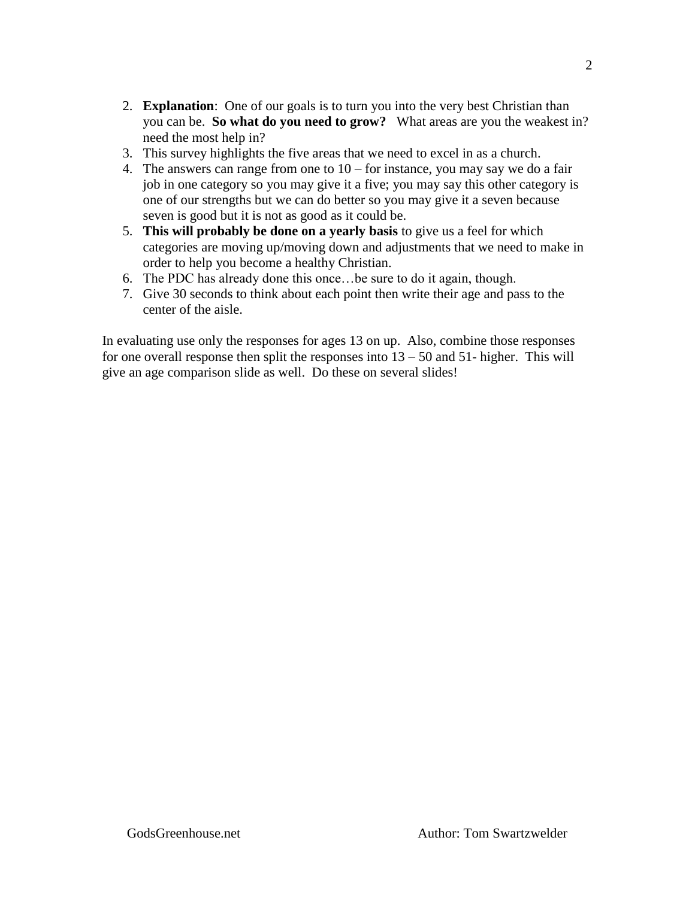2. **Explanation**: One of our goals is to turn you into the very best Christian than you can be. **So what do you need to grow?** What areas are you the weakest in? need the most help in?
3. This survey highlights the five areas that we need to excel in as a church.
4. The answers can range from one to 10 – for instance, you may say we do a fair job in one category so you may give it a five; you may say this other category is one of our strengths but we can do better so you may give it a seven because seven is good but it is not as good as it could be.
5. **This will probably be done on a yearly basis** to give us a feel for which categories are moving up/moving down and adjustments that we need to make in order to help you become a healthy Christian.
6. The PDC has already done this once…be sure to do it again, though.
7. Give 30 seconds to think about each point then write their age and pass to the center of the aisle.

In evaluating use only the responses for ages 13 on up. Also, combine those responses for one overall response then split the responses into 13 – 50 and 51- higher. This will give an age comparison slide as well. Do these on several slides!